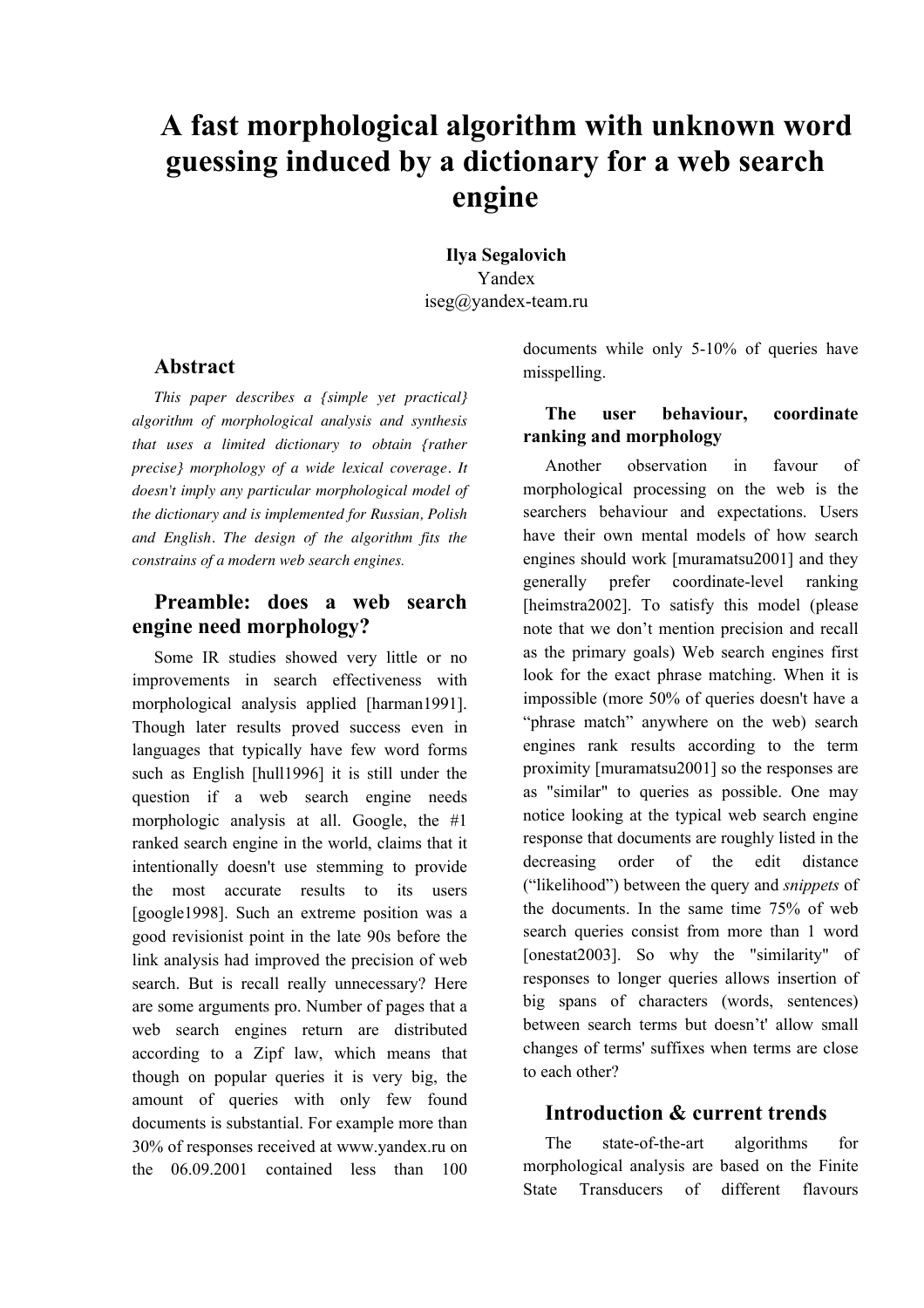# A fast morphological algorithm with unknown word guessing induced by a dictionary for a web search engine

**Ilya Segalovich**
Yandex
iseg@yandex-team.ru

## Abstract

*This paper describes a {simple yet practical} algorithm of morphological analysis and synthesis that uses a limited dictionary to obtain {rather precise} morphology of a wide lexical coverage. It doesn't imply any particular morphological model of the dictionary and is implemented for Russian, Polish and English. The design of the algorithm fits the constrains of a modern web search engines.*

## Preamble: does a web search engine need morphology?

Some IR studies showed very little or no improvements in search effectiveness with morphological analysis applied [harman1991]. Though later results proved success even in languages that typically have few word forms such as English [hull1996] it is still under the question if a web search engine needs morphologic analysis at all. Google, the #1 ranked search engine in the world, claims that it intentionally doesn't use stemming to provide the most accurate results to its users [google1998]. Such an extreme position was a good revisionist point in the late 90s before the link analysis had improved the precision of web search. But is recall really unnecessary? Here are some arguments pro. Number of pages that a web search engines return are distributed according to a Zipf law, which means that though on popular queries it is very big, the amount of queries with only few found documents is substantial. For example more than 30% of responses received at www.yandex.ru on the 06.09.2001 contained less than 100 documents while only 5-10% of queries have misspelling.

## The user behaviour, coordinate ranking and morphology

Another observation in favour of morphological processing on the web is the searchers behaviour and expectations. Users have their own mental models of how search engines should work [muramatsu2001] and they generally prefer coordinate-level ranking [heimstra2002]. To satisfy this model (please note that we don't mention precision and recall as the primary goals) Web search engines first look for the exact phrase matching. When it is impossible (more 50% of queries doesn't have a "phrase match" anywhere on the web) search engines rank results according to the term proximity [muramatsu2001] so the responses are as "similar" to queries as possible. One may notice looking at the typical web search engine response that documents are roughly listed in the decreasing order of the edit distance ("likelihood") between the query and *snippets* of the documents. In the same time 75% of web search queries consist from more than 1 word [onestat2003]. So why the "similarity" of responses to longer queries allows insertion of big spans of characters (words, sentences) between search terms but doesn't't' allow small changes of terms' suffixes when terms are close to each other?

## Introduction & current trends

The state-of-the-art algorithms for morphological analysis are based on the Finite State Transducers of different flavours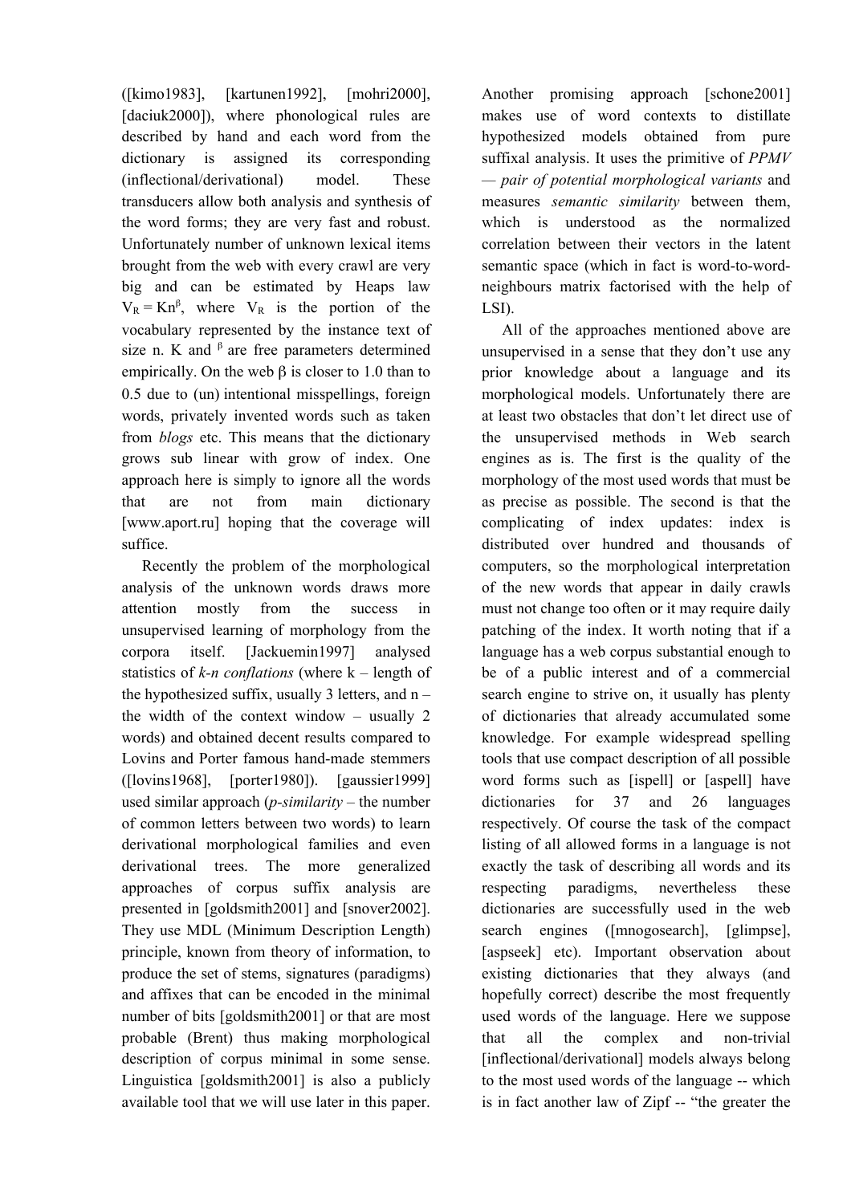([kimo1983], [kartunen1992], [mohri2000], [daciuk2000]), where phonological rules are described by hand and each word from the dictionary is assigned its corresponding (inflectional/derivational) model. These transducers allow both analysis and synthesis of the word forms; they are very fast and robust. Unfortunately number of unknown lexical items brought from the web with every crawl are very big and can be estimated by Heaps law $V_R = Kn^{\beta}$, where $V_R$ is the portion of the vocabulary represented by the instance text of size n. K and $^{\beta}$ are free parameters determined empirically. On the web β is closer to 1.0 than to 0.5 due to (un) intentional misspellings, foreign words, privately invented words such as taken from *blogs* etc. This means that the dictionary grows sub linear with grow of index. One approach here is simply to ignore all the words that are not from main dictionary [www.aport.ru] hoping that the coverage will suffice.

Recently the problem of the morphological analysis of the unknown words draws more attention mostly from the success in unsupervised learning of morphology from the corpora itself. [Jackuemin1997] analysed statistics of *k-n conflations* (where k – length of the hypothesized suffix, usually 3 letters, and n – the width of the context window – usually 2 words) and obtained decent results compared to Lovins and Porter famous hand-made stemmers ([lovins1968], [porter1980]). [gaussier1999] used similar approach (*p-similarity* – the number of common letters between two words) to learn derivational morphological families and even derivational trees. The more generalized approaches of corpus suffix analysis are presented in [goldsmith2001] and [snover2002]. They use MDL (Minimum Description Length) principle, known from theory of information, to produce the set of stems, signatures (paradigms) and affixes that can be encoded in the minimal number of bits [goldsmith2001] or that are most probable (Brent) thus making morphological description of corpus minimal in some sense. Linguistica [goldsmith2001] is also a publicly available tool that we will use later in this paper.

Another promising approach [schone2001] makes use of word contexts to distillate hypothesized models obtained from pure suffixal analysis. It uses the primitive of *PPMV — pair of potential morphological variants* and measures *semantic similarity* between them, which is understood as the normalized correlation between their vectors in the latent semantic space (which in fact is word-to-word-neighbours matrix factorised with the help of LSI).

All of the approaches mentioned above are unsupervised in a sense that they don't use any prior knowledge about a language and its morphological models. Unfortunately there are at least two obstacles that don't let direct use of the unsupervised methods in Web search engines as is. The first is the quality of the morphology of the most used words that must be as precise as possible. The second is that the complicating of index updates: index is distributed over hundred and thousands of computers, so the morphological interpretation of the new words that appear in daily crawls must not change too often or it may require daily patching of the index. It worth noting that if a language has a web corpus substantial enough to be of a public interest and of a commercial search engine to strive on, it usually has plenty of dictionaries that already accumulated some knowledge. For example widespread spelling tools that use compact description of all possible word forms such as [ispell] or [aspell] have dictionaries for 37 and 26 languages respectively. Of course the task of the compact listing of all allowed forms in a language is not exactly the task of describing all words and its respecting paradigms, nevertheless these dictionaries are successfully used in the web search engines ([mnogosearch], [glimpse], [aspseek] etc). Important observation about existing dictionaries that they always (and hopefully correct) describe the most frequently used words of the language. Here we suppose that all the complex and non-trivial [inflectional/derivational] models always belong to the most used words of the language -- which is in fact another law of Zipf -- "the greater the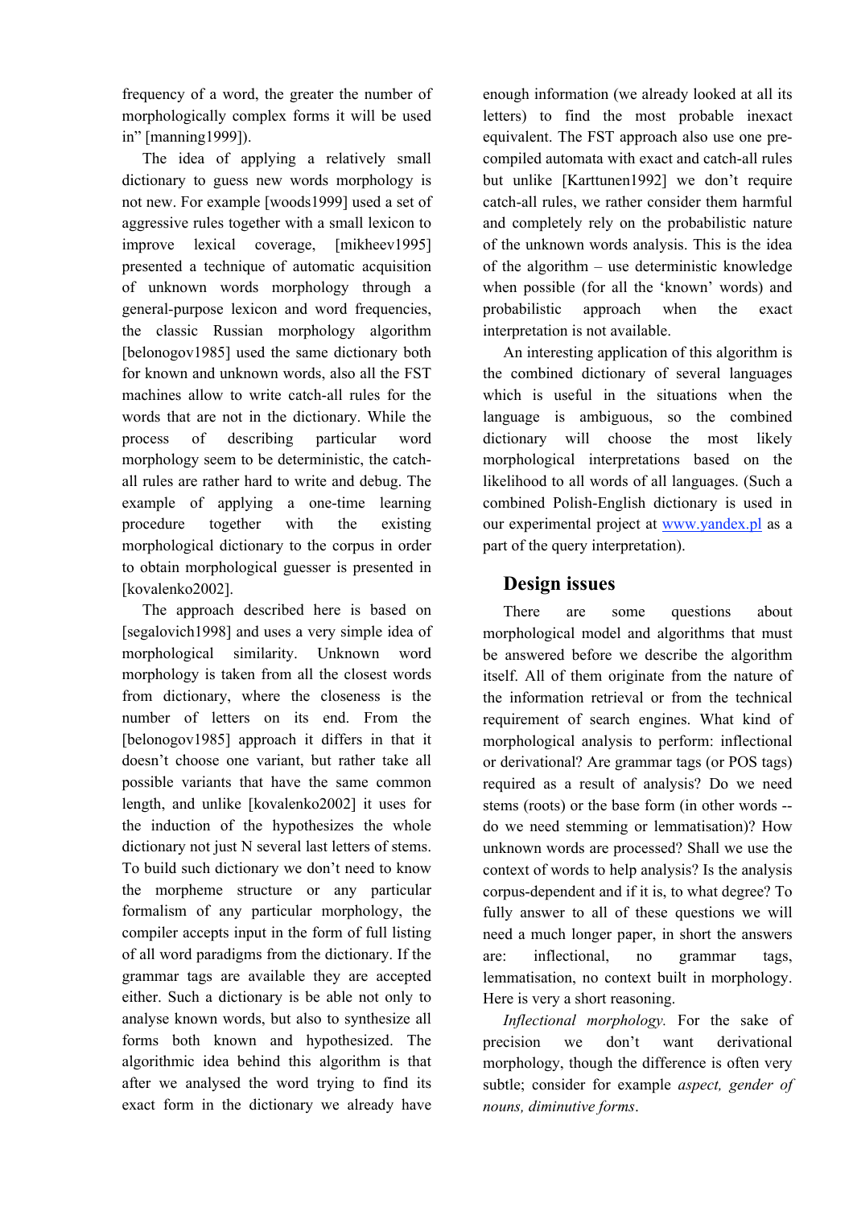frequency of a word, the greater the number of morphologically complex forms it will be used in" [manning1999]).

The idea of applying a relatively small dictionary to guess new words morphology is not new. For example [woods1999] used a set of aggressive rules together with a small lexicon to improve lexical coverage, [mikheev1995] presented a technique of automatic acquisition of unknown words morphology through a general-purpose lexicon and word frequencies, the classic Russian morphology algorithm [belonogov1985] used the same dictionary both for known and unknown words, also all the FST machines allow to write catch-all rules for the words that are not in the dictionary. While the process of describing particular word morphology seem to be deterministic, the catch-all rules are rather hard to write and debug. The example of applying a one-time learning procedure together with the existing morphological dictionary to the corpus in order to obtain morphological guesser is presented in [kovalenko2002].

The approach described here is based on [segalovich1998] and uses a very simple idea of morphological similarity. Unknown word morphology is taken from all the closest words from dictionary, where the closeness is the number of letters on its end. From the [belonogov1985] approach it differs in that it doesn't choose one variant, but rather take all possible variants that have the same common length, and unlike [kovalenko2002] it uses for the induction of the hypothesizes the whole dictionary not just N several last letters of stems. To build such dictionary we don't need to know the morpheme structure or any particular formalism of any particular morphology, the compiler accepts input in the form of full listing of all word paradigms from the dictionary. If the grammar tags are available they are accepted either. Such a dictionary is be able not only to analyse known words, but also to synthesize all forms both known and hypothesized. The algorithmic idea behind this algorithm is that after we analysed the word trying to find its exact form in the dictionary we already have enough information (we already looked at all its letters) to find the most probable inexact equivalent. The FST approach also use one pre-compiled automata with exact and catch-all rules but unlike [Karttunen1992] we don't require catch-all rules, we rather consider them harmful and completely rely on the probabilistic nature of the unknown words analysis. This is the idea of the algorithm – use deterministic knowledge when possible (for all the 'known' words) and probabilistic approach when the exact interpretation is not available.

An interesting application of this algorithm is the combined dictionary of several languages which is useful in the situations when the language is ambiguous, so the combined dictionary will choose the most likely morphological interpretations based on the likelihood to all words of all languages. (Such a combined Polish-English dictionary is used in our experimental project at www.yandex.pl as a part of the query interpretation).

## Design issues

There are some questions about morphological model and algorithms that must be answered before we describe the algorithm itself. All of them originate from the nature of the information retrieval or from the technical requirement of search engines. What kind of morphological analysis to perform: inflectional or derivational? Are grammar tags (or POS tags) required as a result of analysis? Do we need stems (roots) or the base form (in other words -- do we need stemming or lemmatisation)? How unknown words are processed? Shall we use the context of words to help analysis? Is the analysis corpus-dependent and if it is, to what degree? To fully answer to all of these questions we will need a much longer paper, in short the answers are: inflectional, no grammar tags, lemmatisation, no context built in morphology. Here is very a short reasoning.

*Inflectional morphology.* For the sake of precision we don't want derivational morphology, though the difference is often very subtle; consider for example *aspect, gender of nouns, diminutive forms*.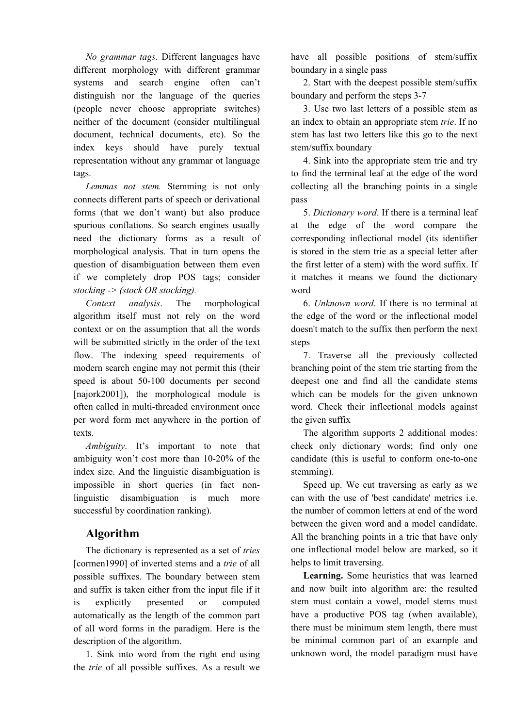*No grammar tags*. Different languages have different morphology with different grammar systems and search engine often can't distinguish nor the language of the queries (people never choose appropriate switches) neither of the document (consider multilingual document, technical documents, etc). So the index keys should have purely textual representation without any grammar ot language tags.

*Lemmas not stem.* Stemming is not only connects different parts of speech or derivational forms (that we don't want) but also produce spurious conflations. So search engines usually need the dictionary forms as a result of morphological analysis. That in turn opens the question of disambiguation between them even if we completely drop POS tags; consider *stocking -> (stock OR stocking).*

*Context analysis*. The morphological algorithm itself must not rely on the word context or on the assumption that all the words will be submitted strictly in the order of the text flow. The indexing speed requirements of modern search engine may not permit this (their speed is about 50-100 documents per second [najork2001]), the morphological module is often called in multi-threaded environment once per word form met anywhere in the portion of texts.

*Ambiguity*. It's important to note that ambiguity won't cost more than 10-20% of the index size. And the linguistic disambiguation is impossible in short queries (in fact non-linguistic disambiguation is much more successful by coordination ranking).

## Algorithm

The dictionary is represented as a set of *tries* [cormen1990] of inverted stems and a *trie* of all possible suffixes. The boundary between stem and suffix is taken either from the input file if it is explicitly presented or computed automatically as the length of the common part of all word forms in the paradigm. Here is the description of the algorithm.

1. Sink into word from the right end using the *trie* of all possible suffixes. As a result we have all possible positions of stem/suffix boundary in a single pass

2. Start with the deepest possible stem/suffix boundary and perform the steps 3-7

3. Use two last letters of a possible stem as an index to obtain an appropriate stem *trie*. If no stem has last two letters like this go to the next stem/suffix boundary

4. Sink into the appropriate stem trie and try to find the terminal leaf at the edge of the word collecting all the branching points in a single pass

5. *Dictionary word*. If there is a terminal leaf at the edge of the word compare the corresponding inflectional model (its identifier is stored in the stem trie as a special letter after the first letter of a stem) with the word suffix. If it matches it means we found the dictionary word

6. *Unknown word*. If there is no terminal at the edge of the word or the inflectional model doesn't match to the suffix then perform the next steps

7. Traverse all the previously collected branching point of the stem trie starting from the deepest one and find all the candidate stems which can be models for the given unknown word. Check their inflectional models against the given suffix

The algorithm supports 2 additional modes: check only dictionary words; find only one candidate (this is useful to conform one-to-one stemming).

Speed up. We cut traversing as early as we can with the use of 'best candidate' metrics i.e. the number of common letters at end of the word between the given word and a model candidate. All the branching points in a trie that have only one inflectional model below are marked, so it helps to limit traversing.

**Learning.** Some heuristics that was learned and now built into algorithm are: the resulted stem must contain a vowel, model stems must have a productive POS tag (when available), there must be minimum stem length, there must be minimal common part of an example and unknown word, the model paradigm must have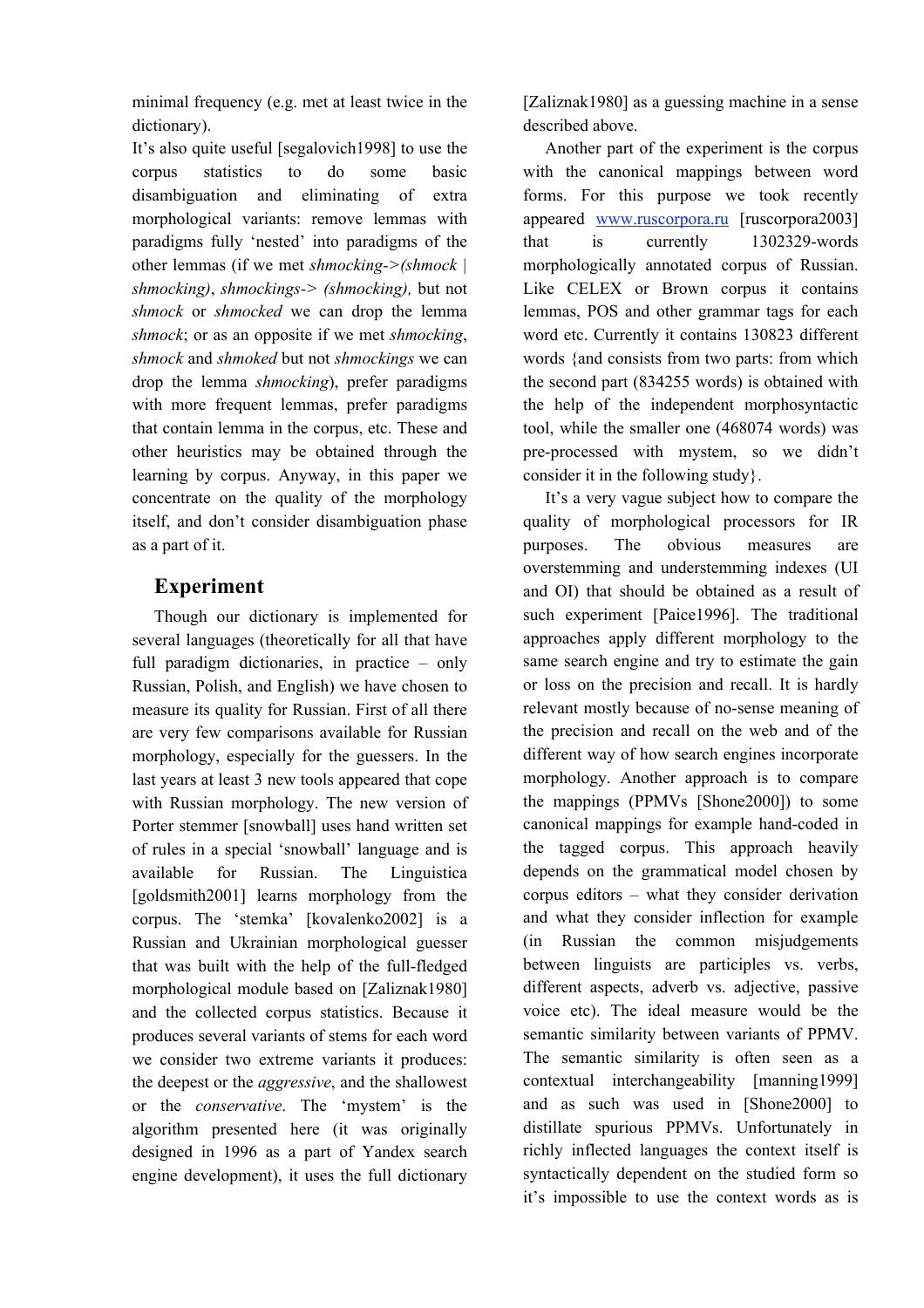minimal frequency (e.g. met at least twice in the dictionary).

It's also quite useful [segalovich1998] to use the corpus statistics to do some basic disambiguation and eliminating of extra morphological variants: remove lemmas with paradigms fully 'nested' into paradigms of the other lemmas (if we met *shmocking->(shmock | shmocking)*, *shmockings-> (shmocking),* but not *shmock* or *shmocked* we can drop the lemma *shmock*; or as an opposite if we met *shmocking*, *shmock* and *shmoked* but not *shmockings* we can drop the lemma *shmocking*), prefer paradigms with more frequent lemmas, prefer paradigms that contain lemma in the corpus, etc. These and other heuristics may be obtained through the learning by corpus. Anyway, in this paper we concentrate on the quality of the morphology itself, and don't consider disambiguation phase as a part of it.

## Experiment

Though our dictionary is implemented for several languages (theoretically for all that have full paradigm dictionaries, in practice – only Russian, Polish, and English) we have chosen to measure its quality for Russian. First of all there are very few comparisons available for Russian morphology, especially for the guessers. In the last years at least 3 new tools appeared that cope with Russian morphology. The new version of Porter stemmer [snowball] uses hand written set of rules in a special 'snowball' language and is available for Russian. The Linguistica [goldsmith2001] learns morphology from the corpus. The 'stemka' [kovalenko2002] is a Russian and Ukrainian morphological guesser that was built with the help of the full-fledged morphological module based on [Zaliznak1980] and the collected corpus statistics. Because it produces several variants of stems for each word we consider two extreme variants it produces: the deepest or the *aggressive*, and the shallowest or the *conservative*. The 'mystem' is the algorithm presented here (it was originally designed in 1996 as a part of Yandex search engine development), it uses the full dictionary [Zaliznak1980] as a guessing machine in a sense described above.

Another part of the experiment is the corpus with the canonical mappings between word forms. For this purpose we took recently appeared www.ruscorpora.ru [ruscorpora2003] that is currently 1302329-words morphologically annotated corpus of Russian. Like CELEX or Brown corpus it contains lemmas, POS and other grammar tags for each word etc. Currently it contains 130823 different words {and consists from two parts: from which the second part (834255 words) is obtained with the help of the independent morphosyntactic tool, while the smaller one (468074 words) was pre-processed with mystem, so we didn't consider it in the following study}.

It's a very vague subject how to compare the quality of morphological processors for IR purposes. The obvious measures are overstemming and understemming indexes (UI and OI) that should be obtained as a result of such experiment [Paice1996]. The traditional approaches apply different morphology to the same search engine and try to estimate the gain or loss on the precision and recall. It is hardly relevant mostly because of no-sense meaning of the precision and recall on the web and of the different way of how search engines incorporate morphology. Another approach is to compare the mappings (PPMVs [Shone2000]) to some canonical mappings for example hand-coded in the tagged corpus. This approach heavily depends on the grammatical model chosen by corpus editors – what they consider derivation and what they consider inflection for example (in Russian the common misjudgements between linguists are participles vs. verbs, different aspects, adverb vs. adjective, passive voice etc). The ideal measure would be the semantic similarity between variants of PPMV. The semantic similarity is often seen as a contextual interchangeability [manning1999] and as such was used in [Shone2000] to distillate spurious PPMVs. Unfortunately in richly inflected languages the context itself is syntactically dependent on the studied form so it's impossible to use the context words as is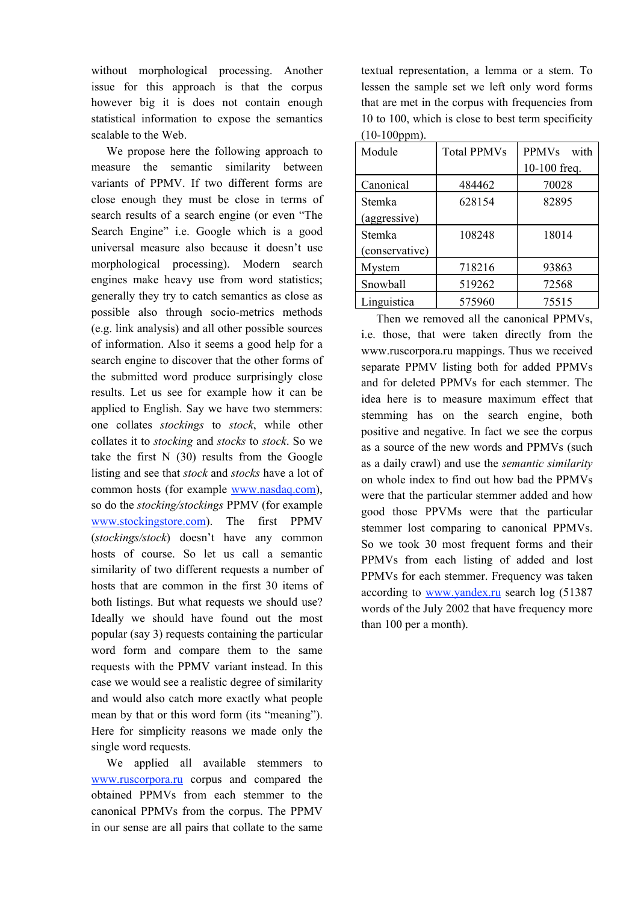without morphological processing. Another issue for this approach is that the corpus however big it is does not contain enough statistical information to expose the semantics scalable to the Web.

We propose here the following approach to measure the semantic similarity between variants of PPMV. If two different forms are close enough they must be close in terms of search results of a search engine (or even "The Search Engine" i.e. Google which is a good universal measure also because it doesn't use morphological processing). Modern search engines make heavy use from word statistics; generally they try to catch semantics as close as possible also through socio-metrics methods (e.g. link analysis) and all other possible sources of information. Also it seems a good help for a search engine to discover that the other forms of the submitted word produce surprisingly close results. Let us see for example how it can be applied to English. Say we have two stemmers: one collates *stockings* to *stock*, while other collates it to *stocking* and *stocks* to *stock*. So we take the first N (30) results from the Google listing and see that *stock* and *stocks* have a lot of common hosts (for example www.nasdaq.com), so do the *stocking/stockings* PPMV (for example www.stockingstore.com). The first PPMV (*stockings/stock*) doesn't have any common hosts of course. So let us call a semantic similarity of two different requests a number of hosts that are common in the first 30 items of both listings. But what requests we should use? Ideally we should have found out the most popular (say 3) requests containing the particular word form and compare them to the same requests with the PPMV variant instead. In this case we would see a realistic degree of similarity and would also catch more exactly what people mean by that or this word form (its "meaning"). Here for simplicity reasons we made only the single word requests.

We applied all available stemmers to www.ruscorpora.ru corpus and compared the obtained PPMVs from each stemmer to the canonical PPMVs from the corpus. The PPMV in our sense are all pairs that collate to the same textual representation, a lemma or a stem. To lessen the sample set we left only word forms that are met in the corpus with frequencies from 10 to 100, which is close to best term specificity (10-100ppm).

| Module | Total PPMVs | PPMVs with 10-100 freq. |
|---|---|---|
| Canonical | 484462 | 70028 |
| Stemka (aggressive) | 628154 | 82895 |
| Stemka (conservative) | 108248 | 18014 |
| Mystem | 718216 | 93863 |
| Snowball | 519262 | 72568 |
| Linguistica | 575960 | 75515 |

Then we removed all the canonical PPMVs, i.e. those, that were taken directly from the www.ruscorpora.ru mappings. Thus we received separate PPMV listing both for added PPMVs and for deleted PPMVs for each stemmer. The idea here is to measure maximum effect that stemming has on the search engine, both positive and negative. In fact we see the corpus as a source of the new words and PPMVs (such as a daily crawl) and use the *semantic similarity* on whole index to find out how bad the PPMVs were that the particular stemmer added and how good those PPVMs were that the particular stemmer lost comparing to canonical PPMVs. So we took 30 most frequent forms and their PPMVs from each listing of added and lost PPMVs for each stemmer. Frequency was taken according to www.yandex.ru search log (51387 words of the July 2002 that have frequency more than 100 per a month).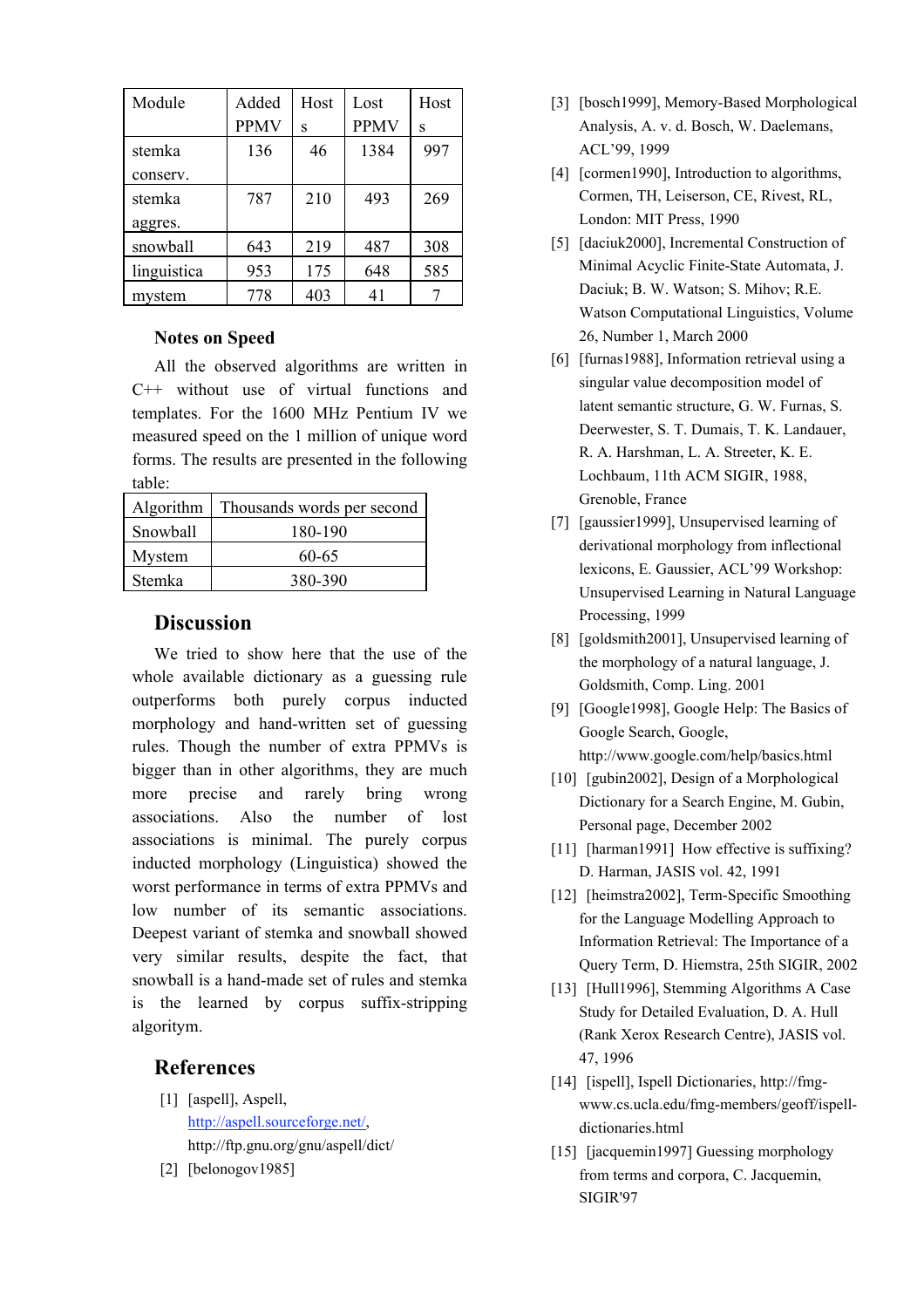| Module | Added PPMV | Hosts | Lost PPMV | Hosts |
|---|---|---|---|---|
| stemka conserv. | 136 | 46 | 1384 | 997 |
| stemka aggres. | 787 | 210 | 493 | 269 |
| snowball | 643 | 219 | 487 | 308 |
| linguistica | 953 | 175 | 648 | 585 |
| mystem | 778 | 403 | 41 | 7 |

### Notes on Speed

All the observed algorithms are written in C++ without use of virtual functions and templates. For the 1600 MHz Pentium IV we measured speed on the 1 million of unique word forms. The results are presented in the following table:

| Algorithm | Thousands words per second |
|---|---|
| Snowball | 180-190 |
| Mystem | 60-65 |
| Stemka | 380-390 |

## Discussion

We tried to show here that the use of the whole available dictionary as a guessing rule outperforms both purely corpus inducted morphology and hand-written set of guessing rules. Though the number of extra PPMVs is bigger than in other algorithms, they are much more precise and rarely bring wrong associations. Also the number of lost associations is minimal. The purely corpus inducted morphology (Linguistica) showed the worst performance in terms of extra PPMVs and low number of its semantic associations. Deepest variant of stemka and snowball showed very similar results, despite the fact, that snowball is a hand-made set of rules and stemka is the learned by corpus suffix-stripping algoritym.

## References

[1] [aspell], Aspell, http://aspell.sourceforge.net/, http://ftp.gnu.org/gnu/aspell/dict/

[2] [belonogov1985]

[3] [bosch1999], Memory-Based Morphological Analysis, A. v. d. Bosch, W. Daelemans, ACL'99, 1999

[4] [cormen1990], Introduction to algorithms, Cormen, TH, Leiserson, CE, Rivest, RL, London: MIT Press, 1990

[5] [daciuk2000], Incremental Construction of Minimal Acyclic Finite-State Automata, J. Daciuk; B. W. Watson; S. Mihov; R.E. Watson Computational Linguistics, Volume 26, Number 1, March 2000

[6] [furnas1988], Information retrieval using a singular value decomposition model of latent semantic structure, G. W. Furnas, S. Deerwester, S. T. Dumais, T. K. Landauer, R. A. Harshman, L. A. Streeter, K. E. Lochbaum, 11th ACM SIGIR, 1988, Grenoble, France

[7] [gaussier1999], Unsupervised learning of derivational morphology from inflectional lexicons, E. Gaussier, ACL'99 Workshop: Unsupervised Learning in Natural Language Processing, 1999

[8] [goldsmith2001], Unsupervised learning of the morphology of a natural language, J. Goldsmith, Comp. Ling. 2001

[9] [Google1998], Google Help: The Basics of Google Search, Google, http://www.google.com/help/basics.html

[10] [gubin2002], Design of a Morphological Dictionary for a Search Engine, M. Gubin, Personal page, December 2002

[11] [harman1991] How effective is suffixing? D. Harman, JASIS vol. 42, 1991

[12] [heimstra2002], Term-Specific Smoothing for the Language Modelling Approach to Information Retrieval: The Importance of a Query Term, D. Hiemstra, 25th SIGIR, 2002

[13] [Hull1996], Stemming Algorithms A Case Study for Detailed Evaluation, D. A. Hull (Rank Xerox Research Centre), JASIS vol. 47, 1996

[14] [ispell], Ispell Dictionaries, http://fmg-www.cs.ucla.edu/fmg-members/geoff/ispell-dictionaries.html

[15] [jacquemin1997] Guessing morphology from terms and corpora, C. Jacquemin, SIGIR'97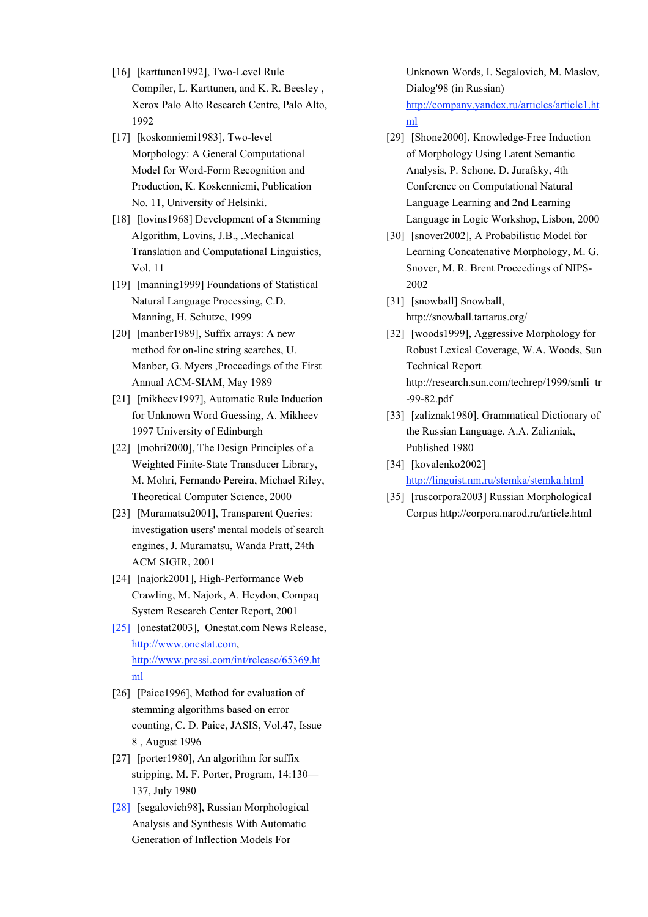[16] [karttunen1992], Two-Level Rule Compiler, L. Karttunen, and K. R. Beesley , Xerox Palo Alto Research Centre, Palo Alto, 1992

[17] [koskonniemi1983], Two-level Morphology: A General Computational Model for Word-Form Recognition and Production, K. Koskenniemi, Publication No. 11, University of Helsinki.

[18] [lovins1968] Development of a Stemming Algorithm, Lovins, J.B., .Mechanical Translation and Computational Linguistics, Vol. 11

[19] [manning1999] Foundations of Statistical Natural Language Processing, C.D. Manning, H. Schutze, 1999

[20] [manber1989], Suffix arrays: A new method for on-line string searches, U. Manber, G. Myers ,Proceedings of the First Annual ACM-SIAM, May 1989

[21] [mikheev1997], Automatic Rule Induction for Unknown Word Guessing, A. Mikheev 1997 University of Edinburgh

[22] [mohri2000], The Design Principles of a Weighted Finite-State Transducer Library, M. Mohri, Fernando Pereira, Michael Riley, Theoretical Computer Science, 2000

[23] [Muramatsu2001], Transparent Queries: investigation users' mental models of search engines, J. Muramatsu, Wanda Pratt, 24th ACM SIGIR, 2001

[24] [najork2001], High-Performance Web Crawling, M. Najork, A. Heydon, Compaq System Research Center Report, 2001

[25] [onestat2003], Onestat.com News Release, http://www.onestat.com, http://www.pressi.com/int/release/65369.html

[26] [Paice1996], Method for evaluation of stemming algorithms based on error counting, C. D. Paice, JASIS, Vol.47, Issue 8 , August 1996

[27] [porter1980], An algorithm for suffix stripping, M. F. Porter, Program, 14:130—137, July 1980

[28] [segalovich98], Russian Morphological Analysis and Synthesis With Automatic Generation of Inflection Models For Unknown Words, I. Segalovich, M. Maslov, Dialog'98 (in Russian) http://company.yandex.ru/articles/article1.html

[29] [Shone2000], Knowledge-Free Induction of Morphology Using Latent Semantic Analysis, P. Schone, D. Jurafsky, 4th Conference on Computational Natural Language Learning and 2nd Learning Language in Logic Workshop, Lisbon, 2000

[30] [snover2002], A Probabilistic Model for Learning Concatenative Morphology, M. G. Snover, M. R. Brent Proceedings of NIPS-2002

[31] [snowball] Snowball, http://snowball.tartarus.org/

[32] [woods1999], Aggressive Morphology for Robust Lexical Coverage, W.A. Woods, Sun Technical Report http://research.sun.com/techrep/1999/smli_tr-99-82.pdf

[33] [zaliznak1980]. Grammatical Dictionary of the Russian Language. A.A. Zalizniak, Published 1980

[34] [kovalenko2002] http://linguist.nm.ru/stemka/stemka.html

[35] [ruscorpora2003] Russian Morphological Corpus http://corpora.narod.ru/article.html